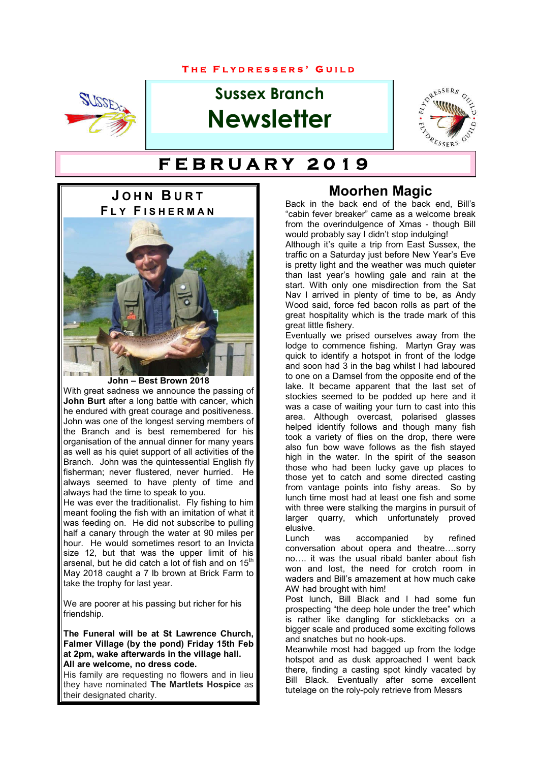The Flydressers' Guild

# Sussex Branch Newsletter

## FEBRUARY 2019

## John Burt Fly Fisherman

**John – Best Brown 2018**

With great sadness we announce the passing of **John Burt** after a long battle with cancer, which he endured with great courage and positiveness. John was one of the longest serving members of the Branch and is best remembered for his organisation of the annual dinner for many years as well as his quiet support of all activities of the Branch. John was the quintessential English fly fisherman; never flustered, never hurried. He always seemed to have plenty of time and always had the time to speak to you.

He was ever the traditionalist. Fly fishing to him meant fooling the fish with an imitation of what it was feeding on. He did not subscribe to pulling half a canary through the water at 90 miles per hour. He would sometimes resort to an Invicta size 12, but that was the upper limit of his arsenal, but he did catch a lot of fish and on 15th May 2018 caught a 7 lb brown at Brick Farm to take the trophy for last year.

We are poorer at his passing but richer for his friendship.

**The Funeral will be at St Lawrence Church, Falmer Village (by the pond) Friday 15th Feb at 2pm, wake afterwards in the village hall. All are welcome, no dress code.**

His family are requesting no flowers and in lieu they have nominated **The Martlets Hospice** as their designated charity.

## Moorhen Magic

Back in the back end, Bill's "cabin fever breaker" came as a welcome break from the overindulgence of Xmas - though Bill would probably say I didn't stop indulging!

Although it's quite a trip from East Sussex, the traffic on a Saturday just before New Year's Eve is pretty light and the weather was much quieter than last year's howling gale and rain at the start. With only one misdirection from the Sat Nav I arrived in plenty of time to be, as Andy Wood said, force fed bacon rolls as part of the great hospitality which is the trade mark of this great little fishery.

Eventually we prised ourselves away from the lodge to commence fishing. Martyn Gray was quick to identify a hotspot in front of the lodge and soon had 3 in the bag whilst I had laboured to one on a Damsel from the opposite end of the lake. It became apparent that the last set of stockies seemed to be podded up here and it was a case of waiting your turn to cast into this area. Although overcast, polarised glasses helped identify follows and though many fish took a variety of flies on the drop, there were also fun bow wave follows as the fish stayed high in the water. In the spirit of the season those who had been lucky gave up places to those yet to catch and some directed casting from vantage points into fishy areas. So by lunch time most had at least one fish and some with three were stalking the margins in pursuit of larger quarry, which unfortunately proved elusive.

Lunch was accompanied by refined conversation about opera and theatre….sorry no…. it was the usual ribald banter about fish won and lost, the need for crotch room in waders and Bill's amazement at how much cake AW had brought with him!

Post lunch, Bill Black and I had some fun prospecting "the deep hole under the tree" which is rather like dangling for sticklebacks on a bigger scale and produced some exciting follows and snatches but no hook-ups.

Meanwhile most had bagged up from the lodge hotspot and as dusk approached I went back there, finding a casting spot kindly vacated by Bill Black. Eventually after some excellent tutelage on the roly-poly retrieve from Messrs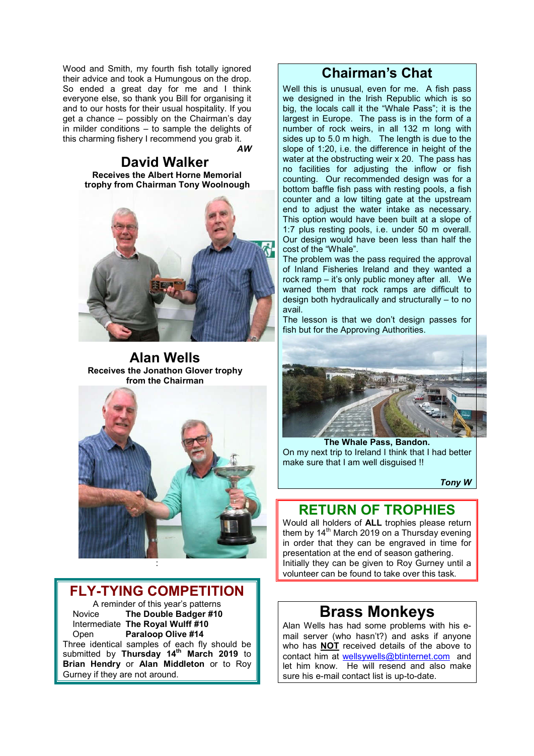Wood and Smith, my fourth fish totally ignored their advice and took a Humungous on the drop. So ended a great day for me and I think everyone else, so thank you Bill for organising it and to our hosts for their usual hospitality. If you get a chance – possibly on the Chairman's day in milder conditions – to sample the delights of this charming fishery I recommend you grab it.

***AW***

## David Walker

**Receives the Albert Horne Memorial trophy from Chairman Tony Woolnough**

## Alan Wells

**Receives the Jonathon Glover trophy from the Chairman**

:

## FLY-TYING COMPETITION

A reminder of this year's patterns

- Novice **The Double Badger #10**
- Intermediate **The Royal Wulff #10**
- Open **Paraloop Olive #14**

Three identical samples of each fly should be submitted by **Thursday 14th March 2019** to **Brian Hendry** or **Alan Middleton** or to Roy Gurney if they are not around.

## Chairman's Chat

Well this is unusual, even for me. A fish pass we designed in the Irish Republic which is so big, the locals call it the "Whale Pass"; it is the largest in Europe. The pass is in the form of a number of rock weirs, in all 132 m long with sides up to 5.0 m high. The length is due to the slope of 1:20, i.e. the difference in height of the water at the obstructing weir x 20. The pass has no facilities for adjusting the inflow or fish counting. Our recommended design was for a bottom baffle fish pass with resting pools, a fish counter and a low tilting gate at the upstream end to adjust the water intake as necessary. This option would have been built at a slope of 1:7 plus resting pools, i.e. under 50 m overall. Our design would have been less than half the cost of the "Whale".

The problem was the pass required the approval of Inland Fisheries Ireland and they wanted a rock ramp – it's only public money after all. We warned them that rock ramps are difficult to design both hydraulically and structurally – to no avail.

The lesson is that we don't design passes for fish but for the Approving Authorities.

**The Whale Pass, Bandon.**

On my next trip to Ireland I think that I had better make sure that I am well disguised !!

***Tony W***

## RETURN OF TROPHIES

Would all holders of **ALL** trophies please return them by 14th March 2019 on a Thursday evening in order that they can be engraved in time for presentation at the end of season gathering. Initially they can be given to Roy Gurney until a volunteer can be found to take over this task.

## Brass Monkeys

Alan Wells has had some problems with his e-mail server (who hasn't?) and asks if anyone who has **NOT** received details of the above to contact him at wellsywells@btinternet.com and let him know. He will resend and also make sure his e-mail contact list is up-to-date.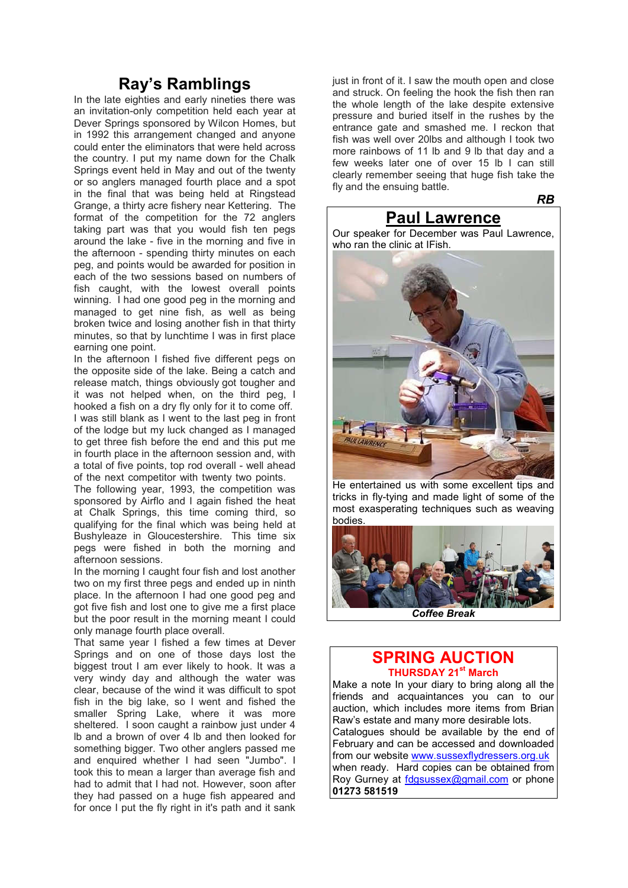# Ray's Ramblings

In the late eighties and early nineties there was an invitation-only competition held each year at Dever Springs sponsored by Wilcon Homes, but in 1992 this arrangement changed and anyone could enter the eliminators that were held across the country. I put my name down for the Chalk Springs event held in May and out of the twenty or so anglers managed fourth place and a spot in the final that was being held at Ringstead Grange, a thirty acre fishery near Kettering. The format of the competition for the 72 anglers taking part was that you would fish ten pegs around the lake - five in the morning and five in the afternoon - spending thirty minutes on each peg, and points would be awarded for position in each of the two sessions based on numbers of fish caught, with the lowest overall points winning. I had one good peg in the morning and managed to get nine fish, as well as being broken twice and losing another fish in that thirty minutes, so that by lunchtime I was in first place earning one point.

In the afternoon I fished five different pegs on the opposite side of the lake. Being a catch and release match, things obviously got tougher and it was not helped when, on the third peg, I hooked a fish on a dry fly only for it to come off. I was still blank as I went to the last peg in front of the lodge but my luck changed as I managed to get three fish before the end and this put me in fourth place in the afternoon session and, with a total of five points, top rod overall - well ahead of the next competitor with twenty two points.

The following year, 1993, the competition was sponsored by Airflo and I again fished the heat at Chalk Springs, this time coming third, so qualifying for the final which was being held at Bushyleaze in Gloucestershire. This time six pegs were fished in both the morning and afternoon sessions.

In the morning I caught four fish and lost another two on my first three pegs and ended up in ninth place. In the afternoon I had one good peg and got five fish and lost one to give me a first place but the poor result in the morning meant I could only manage fourth place overall.

That same year I fished a few times at Dever Springs and on one of those days lost the biggest trout I am ever likely to hook. It was a very windy day and although the water was clear, because of the wind it was difficult to spot fish in the big lake, so I went and fished the smaller Spring Lake, where it was more sheltered. I soon caught a rainbow just under 4 lb and a brown of over 4 lb and then looked for something bigger. Two other anglers passed me and enquired whether I had seen "Jumbo". I took this to mean a larger than average fish and had to admit that I had not. However, soon after they had passed on a huge fish appeared and for once I put the fly right in it's path and it sank just in front of it. I saw the mouth open and close and struck. On feeling the hook the fish then ran the whole length of the lake despite extensive pressure and buried itself in the rushes by the entrance gate and smashed me. I reckon that fish was well over 20lbs and although I took two more rainbows of 11 lb and 9 lb that day and a few weeks later one of over 15 lb I can still clearly remember seeing that huge fish take the fly and the ensuing battle.

***RB***

# Paul Lawrence

Our speaker for December was Paul Lawrence, who ran the clinic at IFish.

He entertained us with some excellent tips and tricks in fly-tying and made light of some of the most exasperating techniques such as weaving bodies.

***Coffee Break***

# SPRING AUCTION

**THURSDAY 21st March**

Make a note In your diary to bring along all the friends and acquaintances you can to our auction, which includes more items from Brian Raw's estate and many more desirable lots. Catalogues should be available by the end of February and can be accessed and downloaded from our website www.sussexflydressers.org.uk when ready. Hard copies can be obtained from Roy Gurney at fdgsussex@gmail.com or phone **01273 581519**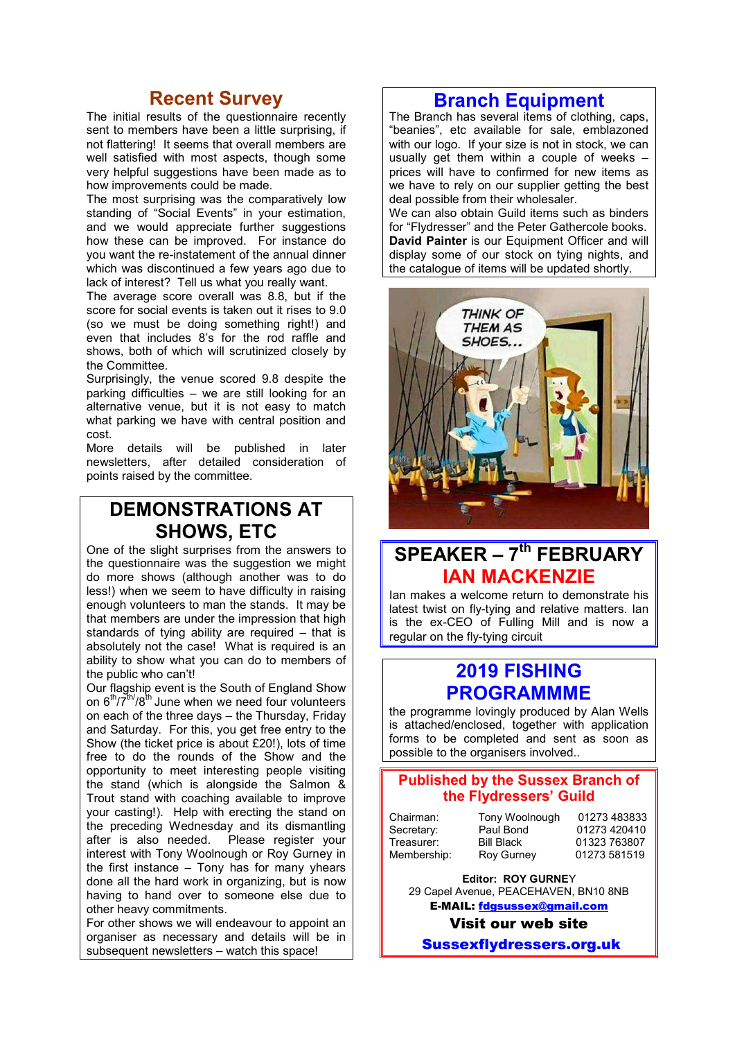## Recent Survey

The initial results of the questionnaire recently sent to members have been a little surprising, if not flattering! It seems that overall members are well satisfied with most aspects, though some very helpful suggestions have been made as to how improvements could be made.

The most surprising was the comparatively low standing of "Social Events" in your estimation, and we would appreciate further suggestions how these can be improved. For instance do you want the re-instatement of the annual dinner which was discontinued a few years ago due to lack of interest? Tell us what you really want.

The average score overall was 8.8, but if the score for social events is taken out it rises to 9.0 (so we must be doing something right!) and even that includes 8's for the rod raffle and shows, both of which will scrutinized closely by the Committee.

Surprisingly, the venue scored 9.8 despite the parking difficulties – we are still looking for an alternative venue, but it is not easy to match what parking we have with central position and cost.

More details will be published in later newsletters, after detailed consideration of points raised by the committee.

## DEMONSTRATIONS AT SHOWS, ETC

One of the slight surprises from the answers to the questionnaire was the suggestion we might do more shows (although another was to do less!) when we seem to have difficulty in raising enough volunteers to man the stands. It may be that members are under the impression that high standards of tying ability are required – that is absolutely not the case! What is required is an ability to show what you can do to members of the public who can't!

Our flagship event is the South of England Show on 6th/7th/8th June when we need four volunteers on each of the three days – the Thursday, Friday and Saturday. For this, you get free entry to the Show (the ticket price is about £20!), lots of time free to do the rounds of the Show and the opportunity to meet interesting people visiting the stand (which is alongside the Salmon & Trout stand with coaching available to improve your casting!). Help with erecting the stand on the preceding Wednesday and its dismantling after is also needed. Please register your interest with Tony Woolnough or Roy Gurney in the first instance – Tony has for many yhears done all the hard work in organizing, but is now having to hand over to someone else due to other heavy commitments.

For other shows we will endeavour to appoint an organiser as necessary and details will be in subsequent newsletters – watch this space!

## Branch Equipment

The Branch has several items of clothing, caps, "beanies", etc available for sale, emblazoned with our logo. If your size is not in stock, we can usually get them within a couple of weeks – prices will have to confirmed for new items as we have to rely on our supplier getting the best deal possible from their wholesaler.

We can also obtain Guild items such as binders for "Flydresser" and the Peter Gathercole books. **David Painter** is our Equipment Officer and will display some of our stock on tying nights, and the catalogue of items will be updated shortly.

## SPEAKER – 7th FEBRUARY
## IAN MACKENZIE

Ian makes a welcome return to demonstrate his latest twist on fly-tying and relative matters. Ian is the ex-CEO of Fulling Mill and is now a regular on the fly-tying circuit

## 2019 FISHING PROGRAMMME

the programme lovingly produced by Alan Wells is attached/enclosed, together with application forms to be completed and sent as soon as possible to the organisers involved..

### Published by the Sussex Branch of the Flydressers' Guild

| | | |
|---|---|---|
| Chairman: | Tony Woolnough | 01273 483833 |
| Secretary: | Paul Bond | 01273 420410 |
| Treasurer: | Bill Black | 01323 763807 |
| Membership: | Roy Gurney | 01273 581519 |

**Editor: ROY GURNEY**
29 Capel Avenue, PEACEHAVEN, BN10 8NB
**E-MAIL: fdgsussex@gmail.com**

**Visit our web site**

**Sussexflydressers.org.uk**